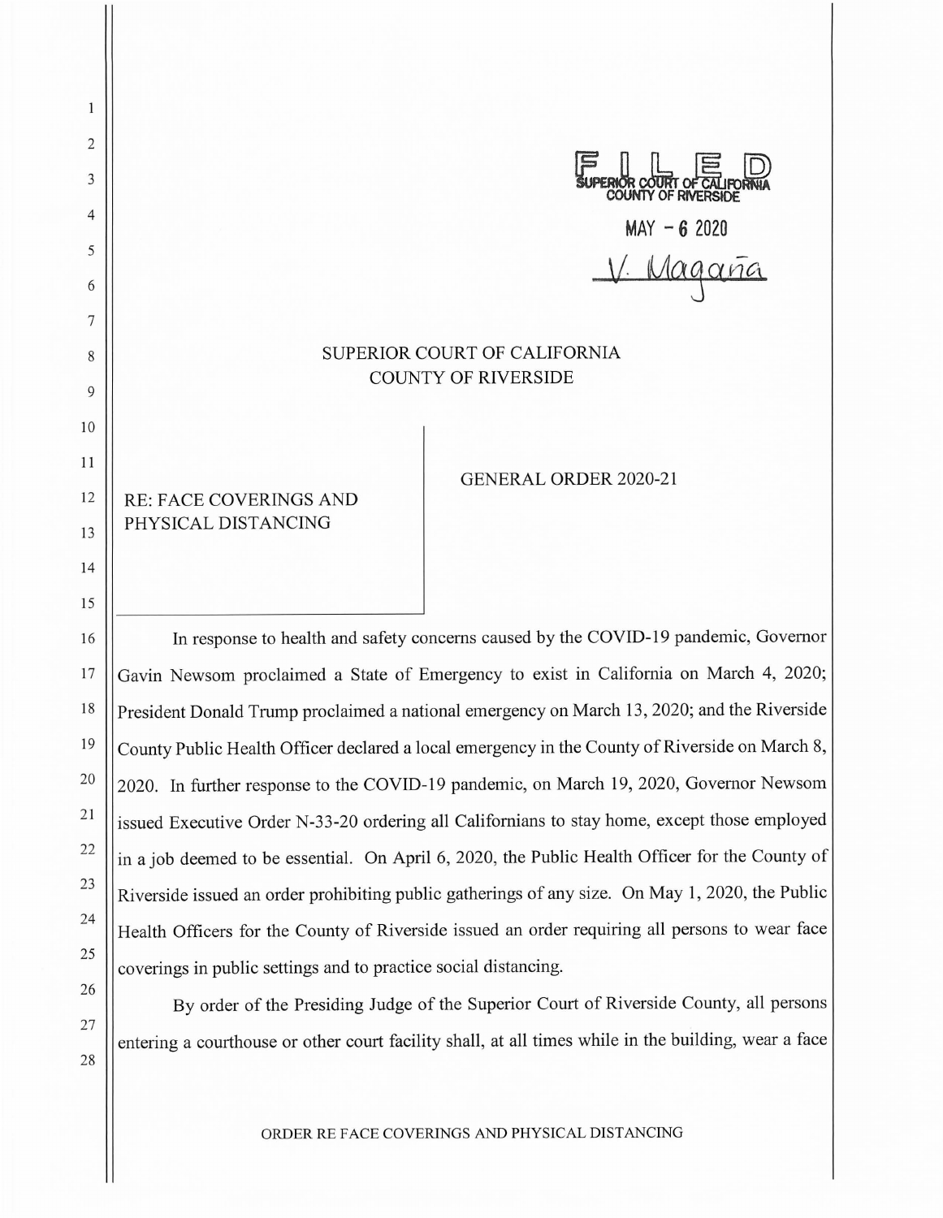FILED
SUPERIOR COURT OF CALIFORNIA
COUNTY OF RIVERSIDE

MAY - 6 2020

V. Magaña

# SUPERIOR COURT OF CALIFORNIA
# COUNTY OF RIVERSIDE

RE: FACE COVERINGS AND PHYSICAL DISTANCING

GENERAL ORDER 2020-21

In response to health and safety concerns caused by the COVID-19 pandemic, Governor Gavin Newsom proclaimed a State of Emergency to exist in California on March 4, 2020; President Donald Trump proclaimed a national emergency on March 13, 2020; and the Riverside County Public Health Officer declared a local emergency in the County of Riverside on March 8, 2020. In further response to the COVID-19 pandemic, on March 19, 2020, Governor Newsom issued Executive Order N-33-20 ordering all Californians to stay home, except those employed in a job deemed to be essential. On April 6, 2020, the Public Health Officer for the County of Riverside issued an order prohibiting public gatherings of any size. On May 1, 2020, the Public Health Officers for the County of Riverside issued an order requiring all persons to wear face coverings in public settings and to practice social distancing.

By order of the Presiding Judge of the Superior Court of Riverside County, all persons entering a courthouse or other court facility shall, at all times while in the building, wear a face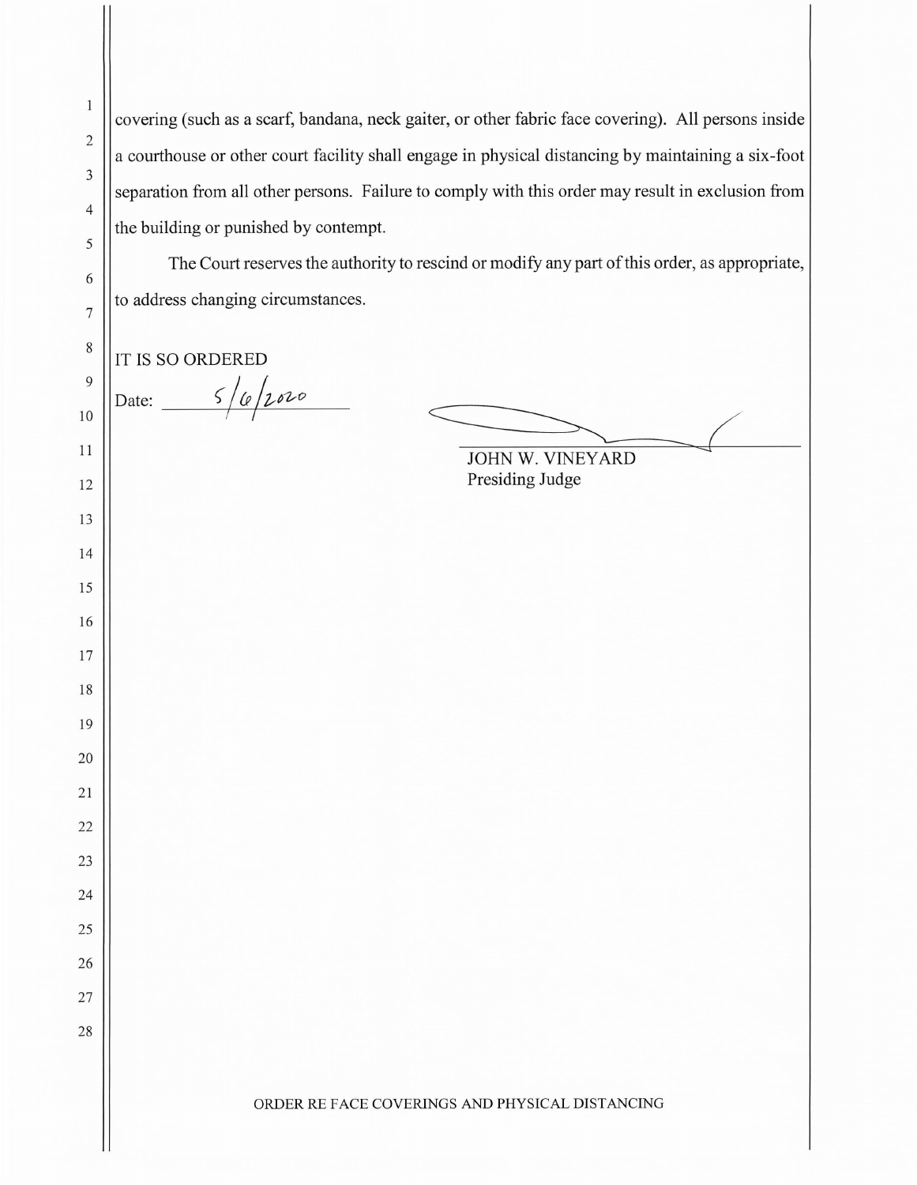covering (such as a scarf, bandana, neck gaiter, or other fabric face covering). All persons inside a courthouse or other court facility shall engage in physical distancing by maintaining a six-foot separation from all other persons. Failure to comply with this order may result in exclusion from the building or punished by contempt.

The Court reserves the authority to rescind or modify any part of this order, as appropriate, to address changing circumstances.

IT IS SO ORDERED

Date: 5/6/2020

JOHN W. VINEYARD
Presiding Judge

ORDER RE FACE COVERINGS AND PHYSICAL DISTANCING